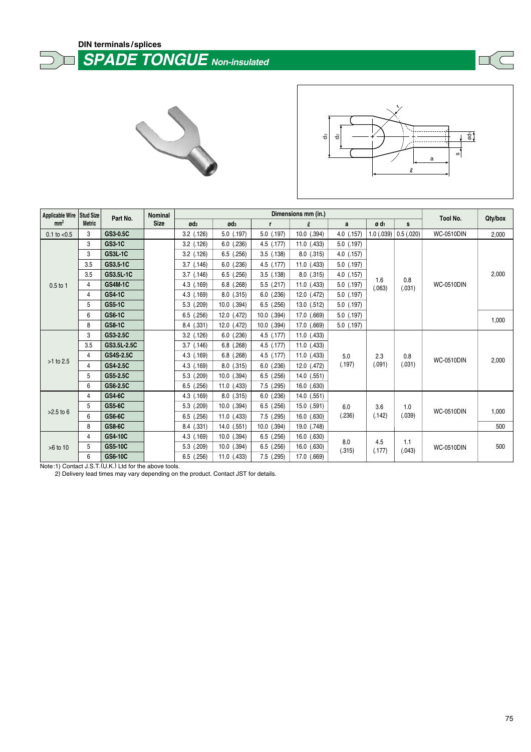DIN terminals / splices

# SPADE TONGUE *Non-insulated*

| Applicable Wire mm² | Stud Size Metric | Part No. | Nominal Size | Dimensions mm (in.) | | | | | | | Tool No. | Qty/box |
|---|---|---|---|---|---|---|---|---|---|---|---|---|
| | | | | ød2 | ød3 | r | ℓ | a | ø d1 | s | | |
| 0.1 to <0.5 | 3 | GS3-0.5C | | 3.2 (.126) | 5.0 (.197) | 5.0 (.197) | 10.0 (.394) | 4.0 (.157) | 1.0 (.039) | 0.5 (.020) | WC-0510DIN | 2,000 |
| 0.5 to 1 | 3 | GS3-1C | | 3.2 (.126) | 6.0 (.236) | 4.5 (.177) | 11.0 (.433) | 5.0 (.197) | 1.6 (.063) | 0.8 (.031) | WC-0510DIN | 2,000 |
| | 3 | GS3L-1C | | 3.2 (.126) | 6.5 (.256) | 3.5 (.138) | 8.0 (.315) | 4.0 (.157) | | | | |
| | 3.5 | GS3.5-1C | | 3.7 (.146) | 6.0 (.236) | 4.5 (.177) | 11.0 (.433) | 5.0 (.197) | | | | |
| | 3.5 | GS3.5L-1C | | 3.7 (.146) | 6.5 (.256) | 3.5 (.138) | 8.0 (.315) | 4.0 (.157) | | | | |
| | 4 | GS4M-1C | | 4.3 (.169) | 6.8 (.268) | 5.5 (.217) | 11.0 (.433) | 5.0 (.197) | | | | |
| | 4 | GS4-1C | | 4.3 (.169) | 8.0 (.315) | 6.0 (.236) | 12.0 (.472) | 5.0 (.197) | | | | |
| | 5 | GS5-1C | | 5.3 (.209) | 10.0 (.394) | 6.5 (.256) | 13.0 (.512) | 5.0 (.197) | | | | |
| | 6 | GS6-1C | | 6.5 (.256) | 12.0 (.472) | 10.0 (.394) | 17.0 (.669) | 5.0 (.197) | | | | 1,000 |
| | 8 | GS8-1C | | 8.4 (.331) | 12.0 (.472) | 10.0 (.394) | 17.0 (.669) | 5.0 (.197) | | | | |
| >1 to 2.5 | 3 | GS3-2.5C | | 3.2 (.126) | 6.0 (.236) | 4.5 (.177) | 11.0 (.433) | 5.0 (.197) | 2.3 (.091) | 0.8 (.031) | WC-0510DIN | 2,000 |
| | 3.5 | GS3.5L-2.5C | | 3.7 (.146) | 6.8 (.268) | 4.5 (.177) | 11.0 (.433) | | | | | |
| | 4 | GS4S-2.5C | | 4.3 (.169) | 6.8 (.268) | 4.5 (.177) | 11.0 (.433) | | | | | |
| | 4 | GS4-2.5C | | 4.3 (.169) | 8.0 (.315) | 6.0 (.236) | 12.0 (.472) | | | | | |
| | 5 | GS5-2.5C | | 5.3 (.209) | 10.0 (.394) | 6.5 (.256) | 14.0 (.551) | | | | | |
| | 6 | GS6-2.5C | | 6.5 (.256) | 11.0 (.433) | 7.5 (.295) | 16.0 (.630) | | | | | |
| >2.5 to 6 | 4 | GS4-6C | | 4.3 (.169) | 8.0 (.315) | 6.0 (.236) | 14.0 (.551) | 6.0 (.236) | 3.6 (.142) | 1.0 (.039) | WC-0510DIN | 1,000 |
| | 5 | GS5-6C | | 5.3 (.209) | 10.0 (.394) | 6.5 (.256) | 15.0 (.591) | | | | | |
| | 6 | GS6-6C | | 6.5 (.256) | 11.0 (.433) | 7.5 (.295) | 16.0 (.630) | | | | | |
| | 8 | GS8-6C | | 8.4 (.331) | 14.0 (.551) | 10.0 (.394) | 19.0 (.748) | | | | | 500 |
| >6 to 10 | 4 | GS4-10C | | 4.3 (.169) | 10.0 (.394) | 6.5 (.256) | 16.0 (.630) | 8.0 (.315) | 4.5 (.177) | 1.1 (.043) | WC-0510DIN | 500 |
| | 5 | GS5-10C | | 5.3 (.209) | 10.0 (.394) | 6.5 (.256) | 16.0 (.630) | | | | | |
| | 6 | GS6-10C | | 6.5 (.256) | 11.0 (.433) | 7.5 (.295) | 17.0 (.669) | | | | | |

Note:1) Contact J.S.T.(U.K.) Ltd for the above tools.
2) Delivery lead times may vary depending on the product. Contact JST for details.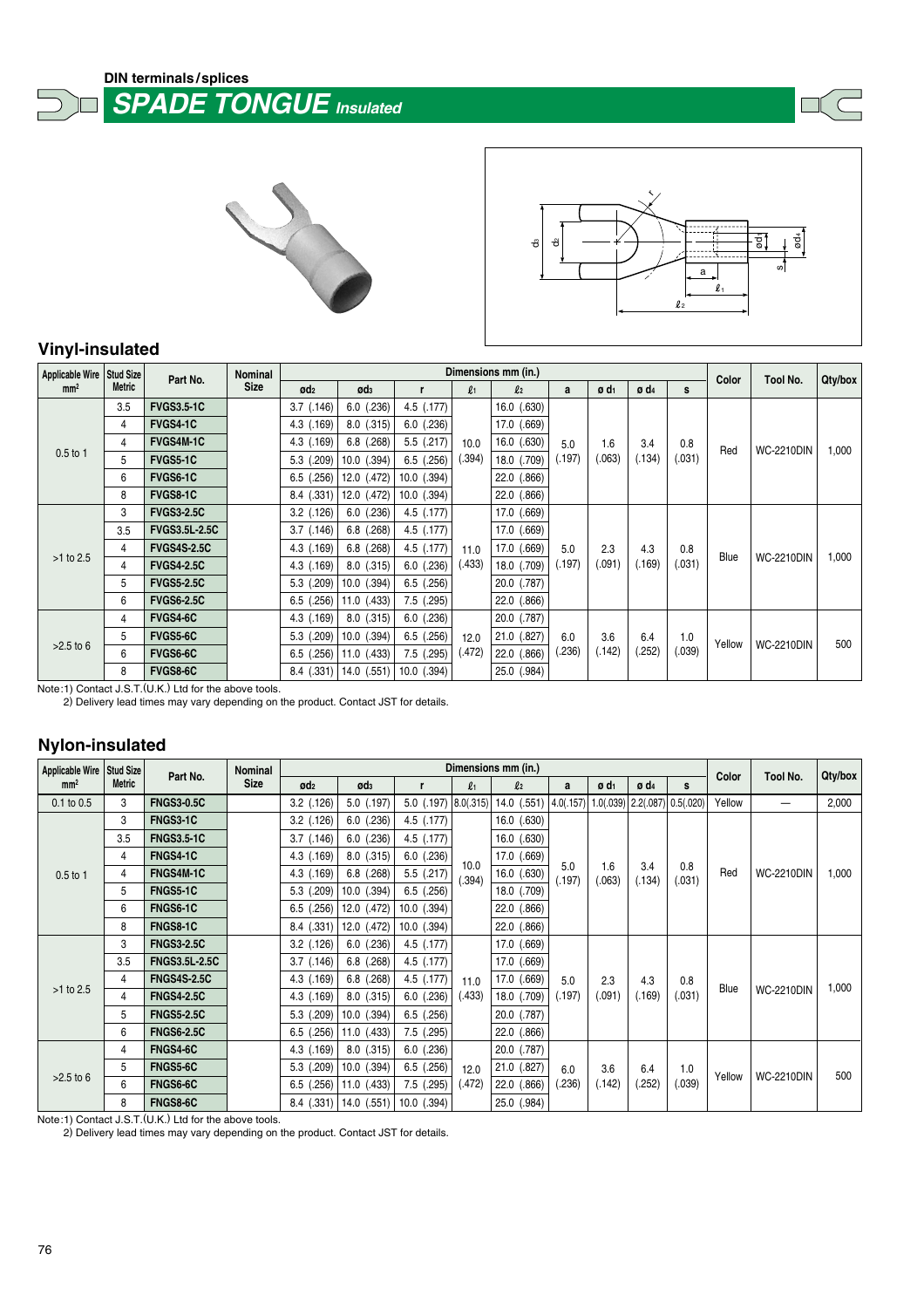DIN terminals/splices

# SPADE TONGUE *Insulated*

## Vinyl-insulated

| Applicable Wire mm² | Stud Size Metric | Part No. | Nominal Size | Dimensions mm (in.) | | | | | | | | | Color | Tool No. | Qty/box |
|---|---|---|---|---|---|---|---|---|---|---|---|---|---|---|---|
| | | | | ød2 | ød3 | r | ℓ1 | ℓ2 | a | ø d1 | ø d4 | s | | | |
| 0.5 to 1 | 3.5 | FVGS3.5-1C | | 3.7 (.146) | 6.0 (.236) | 4.5 (.177) | 10.0 (.394) | 16.0 (.630) | 5.0 (.197) | 1.6 (.063) | 3.4 (.134) | 0.8 (.031) | Red | WC-2210DIN | 1,000 |
| | 4 | FVGS4-1C | | 4.3 (.169) | 8.0 (.315) | 6.0 (.236) | | 17.0 (.669) | | | | | | | |
| | 4 | FVGS4M-1C | | 4.3 (.169) | 6.8 (.268) | 5.5 (.217) | | 16.0 (.630) | | | | | | | |
| | 5 | FVGS5-1C | | 5.3 (.209) | 10.0 (.394) | 6.5 (.256) | | 18.0 (.709) | | | | | | | |
| | 6 | FVGS6-1C | | 6.5 (.256) | 12.0 (.472) | 10.0 (.394) | | 22.0 (.866) | | | | | | | |
| | 8 | FVGS8-1C | | 8.4 (.331) | 12.0 (.472) | 10.0 (.394) | | 22.0 (.866) | | | | | | | |
| >1 to 2.5 | 3 | FVGS3-2.5C | | 3.2 (.126) | 6.0 (.236) | 4.5 (.177) | 11.0 (.433) | 17.0 (.669) | 5.0 (.197) | 2.3 (.091) | 4.3 (.169) | 0.8 (.031) | Blue | WC-2210DIN | 1,000 |
| | 3.5 | FVGS3.5L-2.5C | | 3.7 (.146) | 6.8 (.268) | 4.5 (.177) | | 17.0 (.669) | | | | | | | |
| | 4 | FVGS4S-2.5C | | 4.3 (.169) | 6.8 (.268) | 4.5 (.177) | | 17.0 (.669) | | | | | | | |
| | 4 | FVGS4-2.5C | | 4.3 (.169) | 8.0 (.315) | 6.0 (.236) | | 18.0 (.709) | | | | | | | |
| | 5 | FVGS5-2.5C | | 5.3 (.209) | 10.0 (.394) | 6.5 (.256) | | 20.0 (.787) | | | | | | | |
| | 6 | FVGS6-2.5C | | 6.5 (.256) | 11.0 (.433) | 7.5 (.295) | | 22.0 (.866) | | | | | | | |
| >2.5 to 6 | 4 | FVGS4-6C | | 4.3 (.169) | 8.0 (.315) | 6.0 (.236) | 12.0 (.472) | 20.0 (.787) | 6.0 (.236) | 3.6 (.142) | 6.4 (.252) | 1.0 (.039) | Yellow | WC-2210DIN | 500 |
| | 5 | FVGS5-6C | | 5.3 (.209) | 10.0 (.394) | 6.5 (.256) | | 21.0 (.827) | | | | | | | |
| | 6 | FVGS6-6C | | 6.5 (.256) | 11.0 (.433) | 7.5 (.295) | | 22.0 (.866) | | | | | | | |
| | 8 | FVGS8-6C | | 8.4 (.331) | 14.0 (.551) | 10.0 (.394) | | 25.0 (.984) | | | | | | | |

Note:1) Contact J.S.T.(U.K.) Ltd for the above tools.
2) Delivery lead times may vary depending on the product. Contact JST for details.

## Nylon-insulated

| Applicable Wire mm² | Stud Size Metric | Part No. | Nominal Size | Dimensions mm (in.) | | | | | | | | | Color | Tool No. | Qty/box |
|---|---|---|---|---|---|---|---|---|---|---|---|---|---|---|---|
| | | | | ød2 | ød3 | r | ℓ1 | ℓ2 | a | ø d1 | ø d4 | s | | | |
| 0.1 to 0.5 | 3 | FNGS3-0.5C | | 3.2 (.126) | 5.0 (.197) | 5.0 (.197) | 8.0(.315) | 14.0 (.551) | 4.0(.157) | 1.0(.039) | 2.2(.087) | 0.5(.020) | Yellow | — | 2,000 |
| 0.5 to 1 | 3 | FNGS3-1C | | 3.2 (.126) | 6.0 (.236) | 4.5 (.177) | 10.0 (.394) | 16.0 (.630) | 5.0 (.197) | 1.6 (.063) | 3.4 (.134) | 0.8 (.031) | Red | WC-2210DIN | 1,000 |
| | 3.5 | FNGS3.5-1C | | 3.7 (.146) | 6.0 (.236) | 4.5 (.177) | | 16.0 (.630) | | | | | | | |
| | 4 | FNGS4-1C | | 4.3 (.169) | 8.0 (.315) | 6.0 (.236) | | 17.0 (.669) | | | | | | | |
| | 4 | FNGS4M-1C | | 4.3 (.169) | 6.8 (.268) | 5.5 (.217) | | 16.0 (.630) | | | | | | | |
| | 5 | FNGS5-1C | | 5.3 (.209) | 10.0 (.394) | 6.5 (.256) | | 18.0 (.709) | | | | | | | |
| | 6 | FNGS6-1C | | 6.5 (.256) | 12.0 (.472) | 10.0 (.394) | | 22.0 (.866) | | | | | | | |
| | 8 | FNGS8-1C | | 8.4 (.331) | 12.0 (.472) | 10.0 (.394) | | 22.0 (.866) | | | | | | | |
| >1 to 2.5 | 3 | FNGS3-2.5C | | 3.2 (.126) | 6.0 (.236) | 4.5 (.177) | 11.0 (.433) | 17.0 (.669) | 5.0 (.197) | 2.3 (.091) | 4.3 (.169) | 0.8 (.031) | Blue | WC-2210DIN | 1,000 |
| | 3.5 | FNGS3.5L-2.5C | | 3.7 (.146) | 6.8 (.268) | 4.5 (.177) | | 17.0 (.669) | | | | | | | |
| | 4 | FNGS4S-2.5C | | 4.3 (.169) | 6.8 (.268) | 4.5 (.177) | | 17.0 (.669) | | | | | | | |
| | 4 | FNGS4-2.5C | | 4.3 (.169) | 8.0 (.315) | 6.0 (.236) | | 18.0 (.709) | | | | | | | |
| | 5 | FNGS5-2.5C | | 5.3 (.209) | 10.0 (.394) | 6.5 (.256) | | 20.0 (.787) | | | | | | | |
| | 6 | FNGS6-2.5C | | 6.5 (.256) | 11.0 (.433) | 7.5 (.295) | | 22.0 (.866) | | | | | | | |
| >2.5 to 6 | 4 | FNGS4-6C | | 4.3 (.169) | 8.0 (.315) | 6.0 (.236) | 12.0 (.472) | 20.0 (.787) | 6.0 (.236) | 3.6 (.142) | 6.4 (.252) | 1.0 (.039) | Yellow | WC-2210DIN | 500 |
| | 5 | FNGS5-6C | | 5.3 (.209) | 10.0 (.394) | 6.5 (.256) | | 21.0 (.827) | | | | | | | |
| | 6 | FNGS6-6C | | 6.5 (.256) | 11.0 (.433) | 7.5 (.295) | | 22.0 (.866) | | | | | | | |
| | 8 | FNGS8-6C | | 8.4 (.331) | 14.0 (.551) | 10.0 (.394) | | 25.0 (.984) | | | | | | | |

Note:1) Contact J.S.T.(U.K.) Ltd for the above tools.
2) Delivery lead times may vary depending on the product. Contact JST for details.